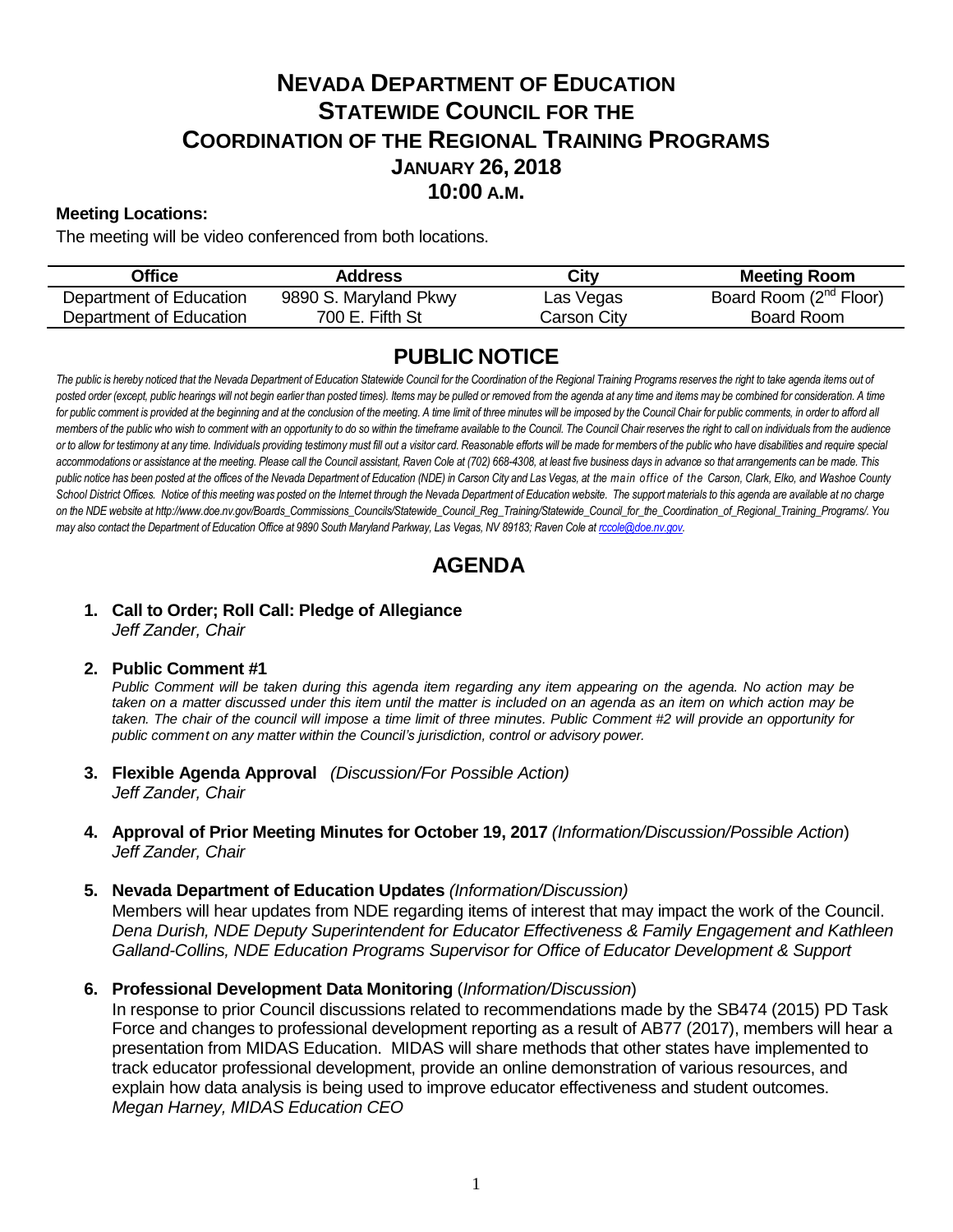# NEVADA DEPARTMENT OF EDUCATION
# STATEWIDE COUNCIL FOR THE COORDINATION OF THE REGIONAL TRAINING PROGRAMS
## JANUARY 26, 2018
## 10:00 A.M.

**Meeting Locations:**

The meeting will be video conferenced from both locations.

| Office | Address | City | Meeting Room |
|---|---|---|---|
| Department of Education | 9890 S. Maryland Pkwy | Las Vegas | Board Room (2nd Floor) |
| Department of Education | 700 E. Fifth St | Carson City | Board Room |

## PUBLIC NOTICE

*The public is hereby noticed that the Nevada Department of Education Statewide Council for the Coordination of the Regional Training Programs reserves the right to take agenda items out of posted order (except, public hearings will not begin earlier than posted times). Items may be pulled or removed from the agenda at any time and items may be combined for consideration. A time for public comment is provided at the beginning and at the conclusion of the meeting. A time limit of three minutes will be imposed by the Council Chair for public comments, in order to afford all members of the public who wish to comment with an opportunity to do so within the timeframe available to the Council. The Council Chair reserves the right to call on individuals from the audience or to allow for testimony at any time. Individuals providing testimony must fill out a visitor card. Reasonable efforts will be made for members of the public who have disabilities and require special accommodations or assistance at the meeting. Please call the Council assistant, Raven Cole at (702) 668-4308, at least five business days in advance so that arrangements can be made. This public notice has been posted at the offices of the Nevada Department of Education (NDE) in Carson City and Las Vegas, at the main office of the Carson, Clark, Elko, and Washoe County School District Offices. Notice of this meeting was posted on the Internet through the Nevada Department of Education website. The support materials to this agenda are available at no charge on the NDE website at http://www.doe.nv.gov/Boards_Commissions_Councils/Statewide_Council_Reg_Training/Statewide_Council_for_the_Coordination_of_Regional_Training_Programs/. You may also contact the Department of Education Office at 9890 South Maryland Parkway, Las Vegas, NV 89183; Raven Cole at rccole@doe.nv.gov.*

## AGENDA

1. **Call to Order; Roll Call: Pledge of Allegiance**
   *Jeff Zander, Chair*

2. **Public Comment #1**
   *Public Comment will be taken during this agenda item regarding any item appearing on the agenda. No action may be taken on a matter discussed under this item until the matter is included on an agenda as an item on which action may be taken. The chair of the council will impose a time limit of three minutes. Public Comment #2 will provide an opportunity for public comment on any matter within the Council's jurisdiction, control or advisory power.*

3. **Flexible Agenda Approval** *(Discussion/For Possible Action)*
   *Jeff Zander, Chair*

4. **Approval of Prior Meeting Minutes for October 19, 2017** *(Information/Discussion/Possible Action)*
   *Jeff Zander, Chair*

5. **Nevada Department of Education Updates** *(Information/Discussion)*
   Members will hear updates from NDE regarding items of interest that may impact the work of the Council.
   *Dena Durish, NDE Deputy Superintendent for Educator Effectiveness & Family Engagement and Kathleen Galland-Collins, NDE Education Programs Supervisor for Office of Educator Development & Support*

6. **Professional Development Data Monitoring** (*Information/Discussion*)
   In response to prior Council discussions related to recommendations made by the SB474 (2015) PD Task Force and changes to professional development reporting as a result of AB77 (2017), members will hear a presentation from MIDAS Education. MIDAS will share methods that other states have implemented to track educator professional development, provide an online demonstration of various resources, and explain how data analysis is being used to improve educator effectiveness and student outcomes.
   *Megan Harney, MIDAS Education CEO*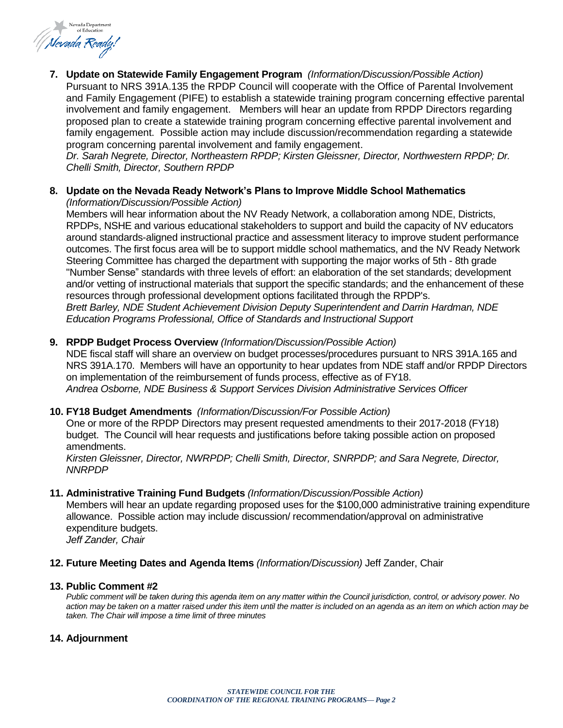7. **Update on Statewide Family Engagement Program** *(Information/Discussion/Possible Action)*
   Pursuant to NRS 391A.135 the RPDP Council will cooperate with the Office of Parental Involvement and Family Engagement (PIFE) to establish a statewide training program concerning effective parental involvement and family engagement. Members will hear an update from RPDP Directors regarding proposed plan to create a statewide training program concerning effective parental involvement and family engagement. Possible action may include discussion/recommendation regarding a statewide program concerning parental involvement and family engagement.
   *Dr. Sarah Negrete, Director, Northeastern RPDP; Kirsten Gleissner, Director, Northwestern RPDP; Dr. Chelli Smith, Director, Southern RPDP*

8. **Update on the Nevada Ready Network's Plans to Improve Middle School Mathematics** *(Information/Discussion/Possible Action)*
   Members will hear information about the NV Ready Network, a collaboration among NDE, Districts, RPDPs, NSHE and various educational stakeholders to support and build the capacity of NV educators around standards-aligned instructional practice and assessment literacy to improve student performance outcomes. The first focus area will be to support middle school mathematics, and the NV Ready Network Steering Committee has charged the department with supporting the major works of 5th - 8th grade "Number Sense" standards with three levels of effort: an elaboration of the set standards; development and/or vetting of instructional materials that support the specific standards; and the enhancement of these resources through professional development options facilitated through the RPDP's.
   *Brett Barley, NDE Student Achievement Division Deputy Superintendent and Darrin Hardman, NDE Education Programs Professional, Office of Standards and Instructional Support*

9. **RPDP Budget Process Overview** *(Information/Discussion/Possible Action)*
   NDE fiscal staff will share an overview on budget processes/procedures pursuant to NRS 391A.165 and NRS 391A.170. Members will have an opportunity to hear updates from NDE staff and/or RPDP Directors on implementation of the reimbursement of funds process, effective as of FY18.
   *Andrea Osborne, NDE Business & Support Services Division Administrative Services Officer*

10. **FY18 Budget Amendments** *(Information/Discussion/For Possible Action)*
    One or more of the RPDP Directors may present requested amendments to their 2017-2018 (FY18) budget. The Council will hear requests and justifications before taking possible action on proposed amendments.
    *Kirsten Gleissner, Director, NWRPDP; Chelli Smith, Director, SNRPDP; and Sara Negrete, Director, NNRPDP*

11. **Administrative Training Fund Budgets** *(Information/Discussion/Possible Action)*
    Members will hear an update regarding proposed uses for the $100,000 administrative training expenditure allowance. Possible action may include discussion/ recommendation/approval on administrative expenditure budgets.
    *Jeff Zander, Chair*

12. **Future Meeting Dates and Agenda Items** *(Information/Discussion)* Jeff Zander, Chair

13. **Public Comment #2**
    *Public comment will be taken during this agenda item on any matter within the Council jurisdiction, control, or advisory power. No action may be taken on a matter raised under this item until the matter is included on an agenda as an item on which action may be taken. The Chair will impose a time limit of three minutes*

14. **Adjournment**